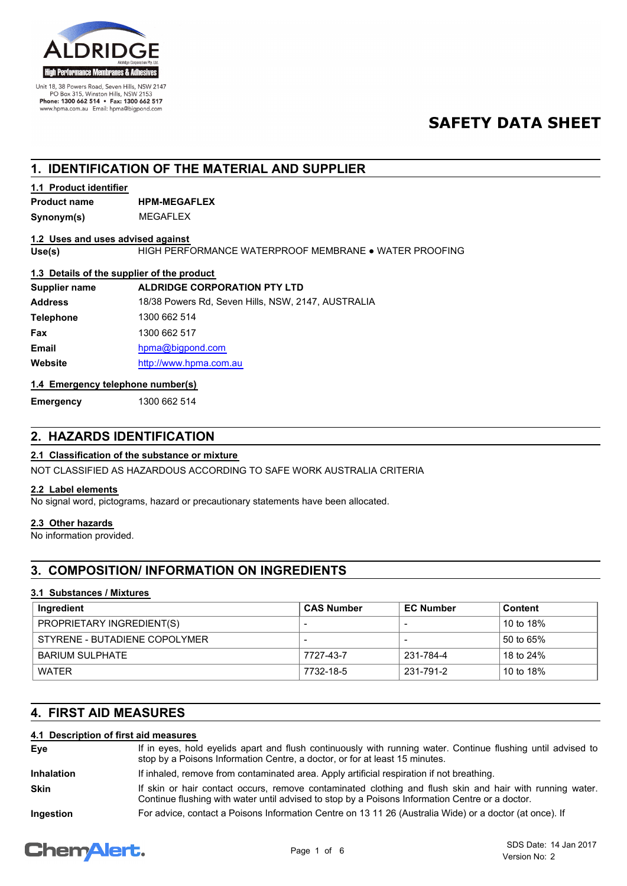ALDRIDGE

Aldridge Corporation Pty. Ltd.

High Performance Membranes & Adhesives

Unit 18, 38 Powers Road, Seven Hills, NSW 2147
PO Box 315, Winston Hills, NSW 2153
**Phone: 1300 662 514 • Fax: 1300 662 517**
www.hpma.com.au Email: hpma@bigpond.com

# SAFETY DATA SHEET

## 1. IDENTIFICATION OF THE MATERIAL AND SUPPLIER

### 1.1 Product identifier

**Product name** **HPM-MEGAFLEX**

**Synonym(s)** MEGAFLEX

### 1.2 Uses and uses advised against

**Use(s)** HIGH PERFORMANCE WATERPROOF MEMBRANE ● WATER PROOFING

### 1.3 Details of the supplier of the product

| | |
|---|---|
| **Supplier name** | **ALDRIDGE CORPORATION PTY LTD** |
| **Address** | 18/38 Powers Rd, Seven Hills, NSW, 2147, AUSTRALIA |
| **Telephone** | 1300 662 514 |
| **Fax** | 1300 662 517 |
| **Email** | hpma@bigpond.com |
| **Website** | http://www.hpma.com.au |

### 1.4 Emergency telephone number(s)

**Emergency** 1300 662 514

## 2. HAZARDS IDENTIFICATION

### 2.1 Classification of the substance or mixture

NOT CLASSIFIED AS HAZARDOUS ACCORDING TO SAFE WORK AUSTRALIA CRITERIA

### 2.2 Label elements

No signal word, pictograms, hazard or precautionary statements have been allocated.

### 2.3 Other hazards

No information provided.

## 3. COMPOSITION/ INFORMATION ON INGREDIENTS

### 3.1 Substances / Mixtures

| Ingredient | CAS Number | EC Number | Content |
|---|---|---|---|
| PROPRIETARY INGREDIENT(S) | - | - | 10 to 18% |
| STYRENE - BUTADIENE COPOLYMER | - | - | 50 to 65% |
| BARIUM SULPHATE | 7727-43-7 | 231-784-4 | 18 to 24% |
| WATER | 7732-18-5 | 231-791-2 | 10 to 18% |

## 4. FIRST AID MEASURES

### 4.1 Description of first aid measures

**Eye** If in eyes, hold eyelids apart and flush continuously with running water. Continue flushing until advised to stop by a Poisons Information Centre, a doctor, or for at least 15 minutes.

**Inhalation** If inhaled, remove from contaminated area. Apply artificial respiration if not breathing.

**Skin** If skin or hair contact occurs, remove contaminated clothing and flush skin and hair with running water. Continue flushing with water until advised to stop by a Poisons Information Centre or a doctor.

**Ingestion** For advice, contact a Poisons Information Centre on 13 11 26 (Australia Wide) or a doctor (at once). If

SDS Date: 14 Jan 2017
Version No: 2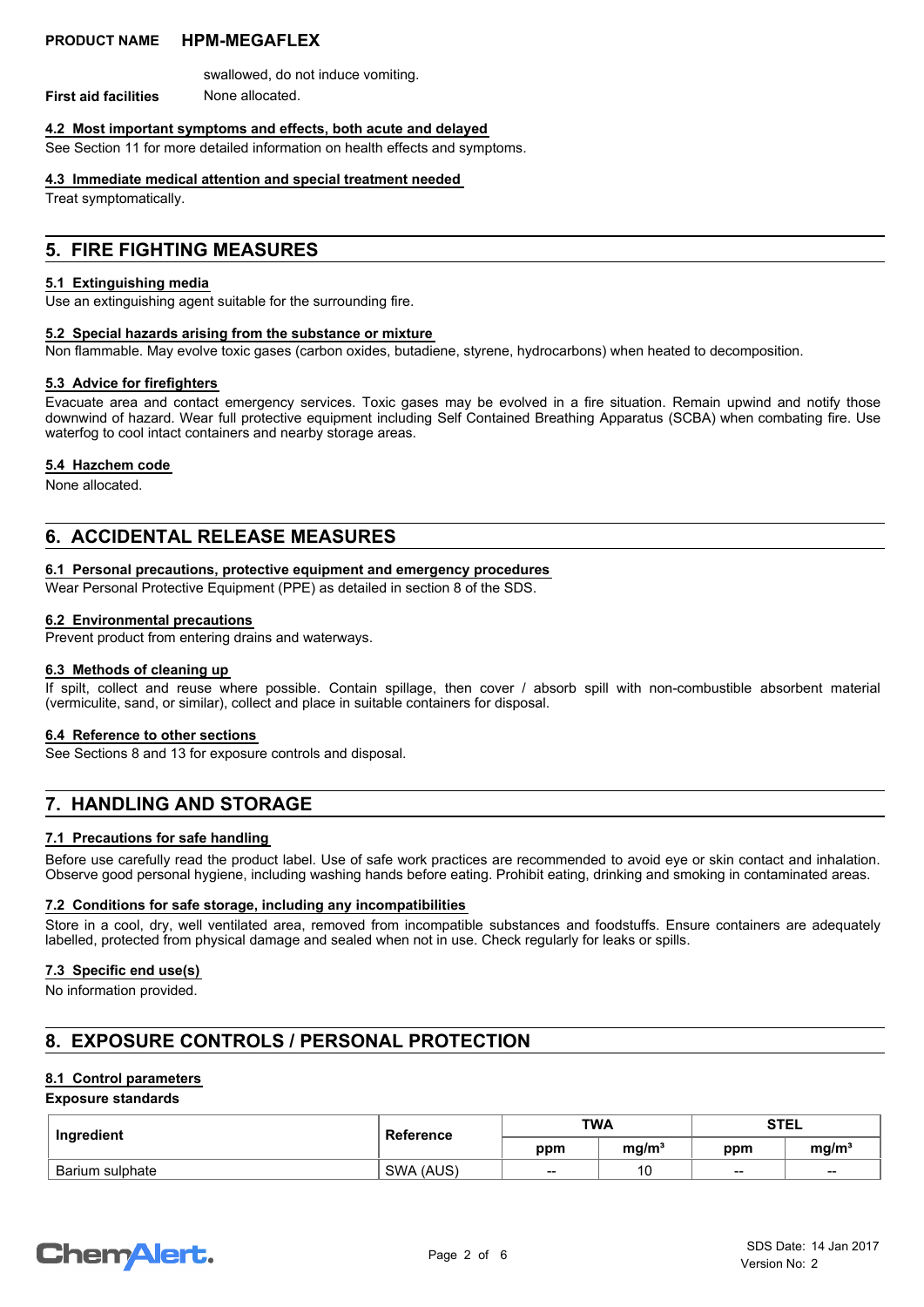swallowed, do not induce vomiting.

**First aid facilities** None allocated.

### 4.2 Most important symptoms and effects, both acute and delayed

See Section 11 for more detailed information on health effects and symptoms.

### 4.3 Immediate medical attention and special treatment needed

Treat symptomatically.

## 5. FIRE FIGHTING MEASURES

### 5.1 Extinguishing media

Use an extinguishing agent suitable for the surrounding fire.

### 5.2 Special hazards arising from the substance or mixture

Non flammable. May evolve toxic gases (carbon oxides, butadiene, styrene, hydrocarbons) when heated to decomposition.

### 5.3 Advice for firefighters

Evacuate area and contact emergency services. Toxic gases may be evolved in a fire situation. Remain upwind and notify those downwind of hazard. Wear full protective equipment including Self Contained Breathing Apparatus (SCBA) when combating fire. Use waterfog to cool intact containers and nearby storage areas.

### 5.4 Hazchem code

None allocated.

## 6. ACCIDENTAL RELEASE MEASURES

### 6.1 Personal precautions, protective equipment and emergency procedures

Wear Personal Protective Equipment (PPE) as detailed in section 8 of the SDS.

### 6.2 Environmental precautions

Prevent product from entering drains and waterways.

### 6.3 Methods of cleaning up

If spilt, collect and reuse where possible. Contain spillage, then cover / absorb spill with non-combustible absorbent material (vermiculite, sand, or similar), collect and place in suitable containers for disposal.

### 6.4 Reference to other sections

See Sections 8 and 13 for exposure controls and disposal.

## 7. HANDLING AND STORAGE

### 7.1 Precautions for safe handling

Before use carefully read the product label. Use of safe work practices are recommended to avoid eye or skin contact and inhalation. Observe good personal hygiene, including washing hands before eating. Prohibit eating, drinking and smoking in contaminated areas.

### 7.2 Conditions for safe storage, including any incompatibilities

Store in a cool, dry, well ventilated area, removed from incompatible substances and foodstuffs. Ensure containers are adequately labelled, protected from physical damage and sealed when not in use. Check regularly for leaks or spills.

### 7.3 Specific end use(s)

No information provided.

## 8. EXPOSURE CONTROLS / PERSONAL PROTECTION

### 8.1 Control parameters

**Exposure standards**

| Ingredient | Reference | TWA | | STEL | |
|---|---|---|---|---|---|
| | | ppm | $mg/m^3$ | ppm | $mg/m^3$ |
| Barium sulphate | SWA (AUS) | -- | 10 | -- | -- |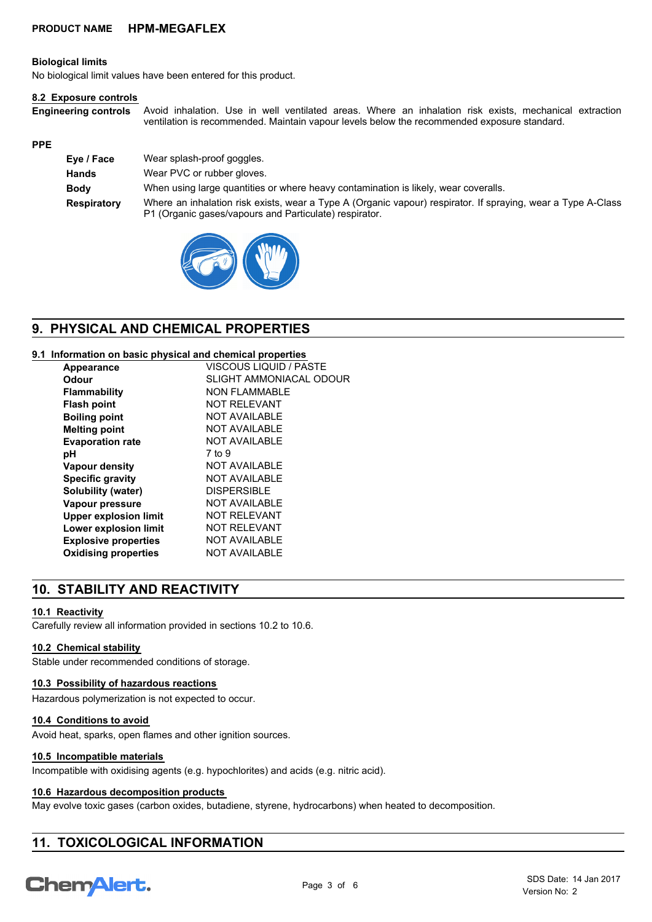**PRODUCT NAME HPM-MEGAFLEX**

**Biological limits**

No biological limit values have been entered for this product.

**8.2 Exposure controls**

**Engineering controls** Avoid inhalation. Use in well ventilated areas. Where an inhalation risk exists, mechanical extraction ventilation is recommended. Maintain vapour levels below the recommended exposure standard.

**PPE**

| | |
|---|---|
| **Eye / Face** | Wear splash-proof goggles. |
| **Hands** | Wear PVC or rubber gloves. |
| **Body** | When using large quantities or where heavy contamination is likely, wear coveralls. |
| **Respiratory** | Where an inhalation risk exists, wear a Type A (Organic vapour) respirator. If spraying, wear a Type A-Class P1 (Organic gases/vapours and Particulate) respirator. |

## 9. PHYSICAL AND CHEMICAL PROPERTIES

### 9.1 Information on basic physical and chemical properties

| | |
|---|---|
| **Appearance** | VISCOUS LIQUID / PASTE |
| **Odour** | SLIGHT AMMONIACAL ODOUR |
| **Flammability** | NON FLAMMABLE |
| **Flash point** | NOT RELEVANT |
| **Boiling point** | NOT AVAILABLE |
| **Melting point** | NOT AVAILABLE |
| **Evaporation rate** | NOT AVAILABLE |
| **pH** | 7 to 9 |
| **Vapour density** | NOT AVAILABLE |
| **Specific gravity** | NOT AVAILABLE |
| **Solubility (water)** | DISPERSIBLE |
| **Vapour pressure** | NOT AVAILABLE |
| **Upper explosion limit** | NOT RELEVANT |
| **Lower explosion limit** | NOT RELEVANT |
| **Explosive properties** | NOT AVAILABLE |
| **Oxidising properties** | NOT AVAILABLE |

## 10. STABILITY AND REACTIVITY

### 10.1 Reactivity

Carefully review all information provided in sections 10.2 to 10.6.

### 10.2 Chemical stability

Stable under recommended conditions of storage.

### 10.3 Possibility of hazardous reactions

Hazardous polymerization is not expected to occur.

### 10.4 Conditions to avoid

Avoid heat, sparks, open flames and other ignition sources.

### 10.5 Incompatible materials

Incompatible with oxidising agents (e.g. hypochlorites) and acids (e.g. nitric acid).

### 10.6 Hazardous decomposition products

May evolve toxic gases (carbon oxides, butadiene, styrene, hydrocarbons) when heated to decomposition.

## 11. TOXICOLOGICAL INFORMATION

SDS Date: 14 Jan 2017
Version No: 2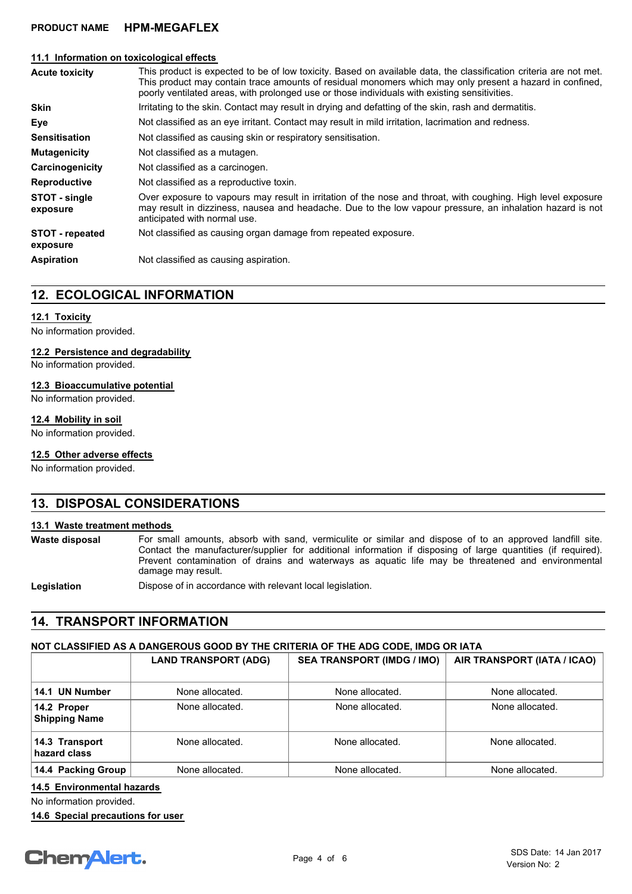### 11.1 Information on toxicological effects

| | |
|---|---|
| **Acute toxicity** | This product is expected to be of low toxicity. Based on available data, the classification criteria are not met. This product may contain trace amounts of residual monomers which may only present a hazard in confined, poorly ventilated areas, with prolonged use or those individuals with existing sensitivities. |
| **Skin** | Irritating to the skin. Contact may result in drying and defatting of the skin, rash and dermatitis. |
| **Eye** | Not classified as an eye irritant. Contact may result in mild irritation, lacrimation and redness. |
| **Sensitisation** | Not classified as causing skin or respiratory sensitisation. |
| **Mutagenicity** | Not classified as a mutagen. |
| **Carcinogenicity** | Not classified as a carcinogen. |
| **Reproductive** | Not classified as a reproductive toxin. |
| **STOT - single exposure** | Over exposure to vapours may result in irritation of the nose and throat, with coughing. High level exposure may result in dizziness, nausea and headache. Due to the low vapour pressure, an inhalation hazard is not anticipated with normal use. |
| **STOT - repeated exposure** | Not classified as causing organ damage from repeated exposure. |
| **Aspiration** | Not classified as causing aspiration. |

## 12. ECOLOGICAL INFORMATION

### 12.1 Toxicity

No information provided.

### 12.2 Persistence and degradability

No information provided.

### 12.3 Bioaccumulative potential

No information provided.

### 12.4 Mobility in soil

No information provided.

### 12.5 Other adverse effects

No information provided.

## 13. DISPOSAL CONSIDERATIONS

### 13.1 Waste treatment methods

| | |
|---|---|
| **Waste disposal** | For small amounts, absorb with sand, vermiculite or similar and dispose of to an approved landfill site. Contact the manufacturer/supplier for additional information if disposing of large quantities (if required). Prevent contamination of drains and waterways as aquatic life may be threatened and environmental damage may result. |
| **Legislation** | Dispose of in accordance with relevant local legislation. |

## 14. TRANSPORT INFORMATION

**NOT CLASSIFIED AS A DANGEROUS GOOD BY THE CRITERIA OF THE ADG CODE, IMDG OR IATA**

| | LAND TRANSPORT (ADG) | SEA TRANSPORT (IMDG / IMO) | AIR TRANSPORT (IATA / ICAO) |
|---|---|---|---|
| **14.1 UN Number** | None allocated. | None allocated. | None allocated. |
| **14.2 Proper Shipping Name** | None allocated. | None allocated. | None allocated. |
| **14.3 Transport hazard class** | None allocated. | None allocated. | None allocated. |
| **14.4 Packing Group** | None allocated. | None allocated. | None allocated. |

### 14.5 Environmental hazards

No information provided.

### 14.6 Special precautions for user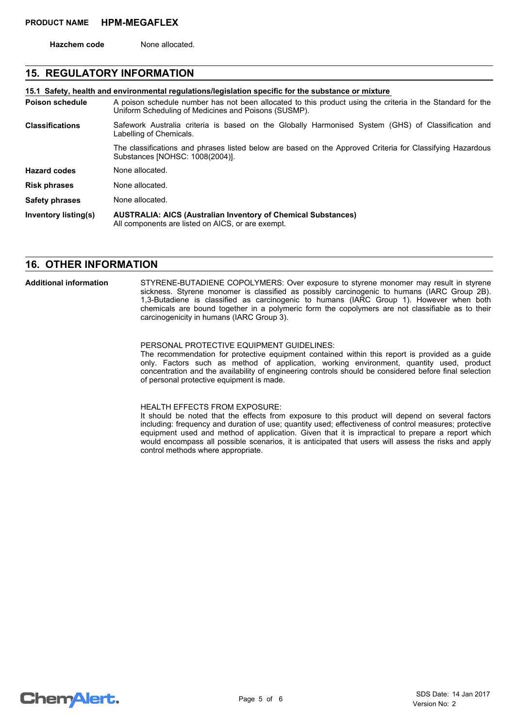**Hazchem code** None allocated.

## 15. REGULATORY INFORMATION

### 15.1 Safety, health and environmental regulations/legislation specific for the substance or mixture

**Poison schedule** A poison schedule number has not been allocated to this product using the criteria in the Standard for the Uniform Scheduling of Medicines and Poisons (SUSMP).

**Classifications** Safework Australia criteria is based on the Globally Harmonised System (GHS) of Classification and Labelling of Chemicals.

The classifications and phrases listed below are based on the Approved Criteria for Classifying Hazardous Substances [NOHSC: 1008(2004)].

**Hazard codes** None allocated.

**Risk phrases** None allocated.

**Safety phrases** None allocated.

**Inventory listing(s)** **AUSTRALIA: AICS (Australian Inventory of Chemical Substances)**
All components are listed on AICS, or are exempt.

## 16. OTHER INFORMATION

**Additional information** STYRENE-BUTADIENE COPOLYMERS: Over exposure to styrene monomer may result in styrene sickness. Styrene monomer is classified as possibly carcinogenic to humans (IARC Group 2B). 1,3-Butadiene is classified as carcinogenic to humans (IARC Group 1). However when both chemicals are bound together in a polymeric form the copolymers are not classifiable as to their carcinogenicity in humans (IARC Group 3).

PERSONAL PROTECTIVE EQUIPMENT GUIDELINES:
The recommendation for protective equipment contained within this report is provided as a guide only. Factors such as method of application, working environment, quantity used, product concentration and the availability of engineering controls should be considered before final selection of personal protective equipment is made.

HEALTH EFFECTS FROM EXPOSURE:
It should be noted that the effects from exposure to this product will depend on several factors including: frequency and duration of use; quantity used; effectiveness of control measures; protective equipment used and method of application. Given that it is impractical to prepare a report which would encompass all possible scenarios, it is anticipated that users will assess the risks and apply control methods where appropriate.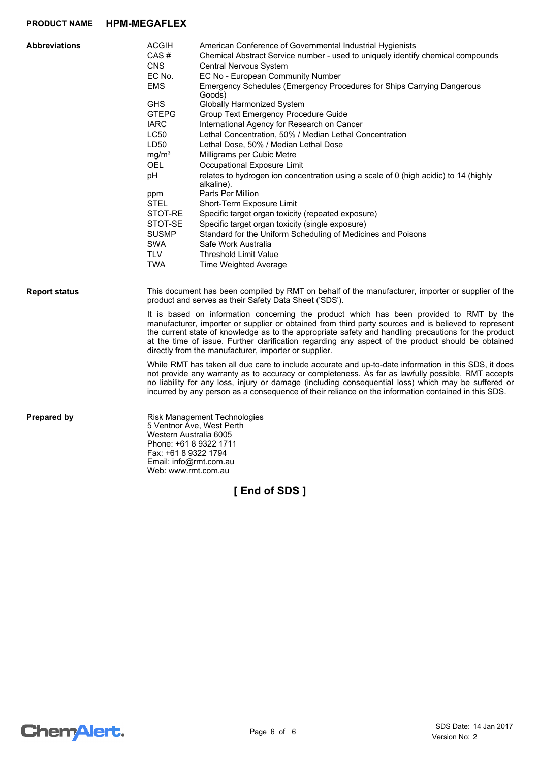**PRODUCT NAME** **HPM-MEGAFLEX**

**Abbreviations**

| | |
|---|---|
| ACGIH | American Conference of Governmental Industrial Hygienists |
| CAS # | Chemical Abstract Service number - used to uniquely identify chemical compounds |
| CNS | Central Nervous System |
| EC No. | EC No - European Community Number |
| EMS | Emergency Schedules (Emergency Procedures for Ships Carrying Dangerous Goods) |
| GHS | Globally Harmonized System |
| GTEPG | Group Text Emergency Procedure Guide |
| IARC | International Agency for Research on Cancer |
| LC50 | Lethal Concentration, 50% / Median Lethal Concentration |
| LD50 | Lethal Dose, 50% / Median Lethal Dose |
| $mg/m^3$ | Milligrams per Cubic Metre |
| OEL | Occupational Exposure Limit |
| pH | relates to hydrogen ion concentration using a scale of 0 (high acidic) to 14 (highly alkaline). |
| ppm | Parts Per Million |
| STEL | Short-Term Exposure Limit |
| STOT-RE | Specific target organ toxicity (repeated exposure) |
| STOT-SE | Specific target organ toxicity (single exposure) |
| SUSMP | Standard for the Uniform Scheduling of Medicines and Poisons |
| SWA | Safe Work Australia |
| TLV | Threshold Limit Value |
| TWA | Time Weighted Average |

**Report status**

This document has been compiled by RMT on behalf of the manufacturer, importer or supplier of the product and serves as their Safety Data Sheet ('SDS').

It is based on information concerning the product which has been provided to RMT by the manufacturer, importer or supplier or obtained from third party sources and is believed to represent the current state of knowledge as to the appropriate safety and handling precautions for the product at the time of issue. Further clarification regarding any aspect of the product should be obtained directly from the manufacturer, importer or supplier.

While RMT has taken all due care to include accurate and up-to-date information in this SDS, it does not provide any warranty as to accuracy or completeness. As far as lawfully possible, RMT accepts no liability for any loss, injury or damage (including consequential loss) which may be suffered or incurred by any person as a consequence of their reliance on the information contained in this SDS.

**Prepared by**

Risk Management Technologies
5 Ventnor Ave, West Perth
Western Australia 6005
Phone: +61 8 9322 1711
Fax: +61 8 9322 1794
Email: info@rmt.com.au
Web: www.rmt.com.au

**[ End of SDS ]**

SDS Date: 14 Jan 2017
Version No: 2